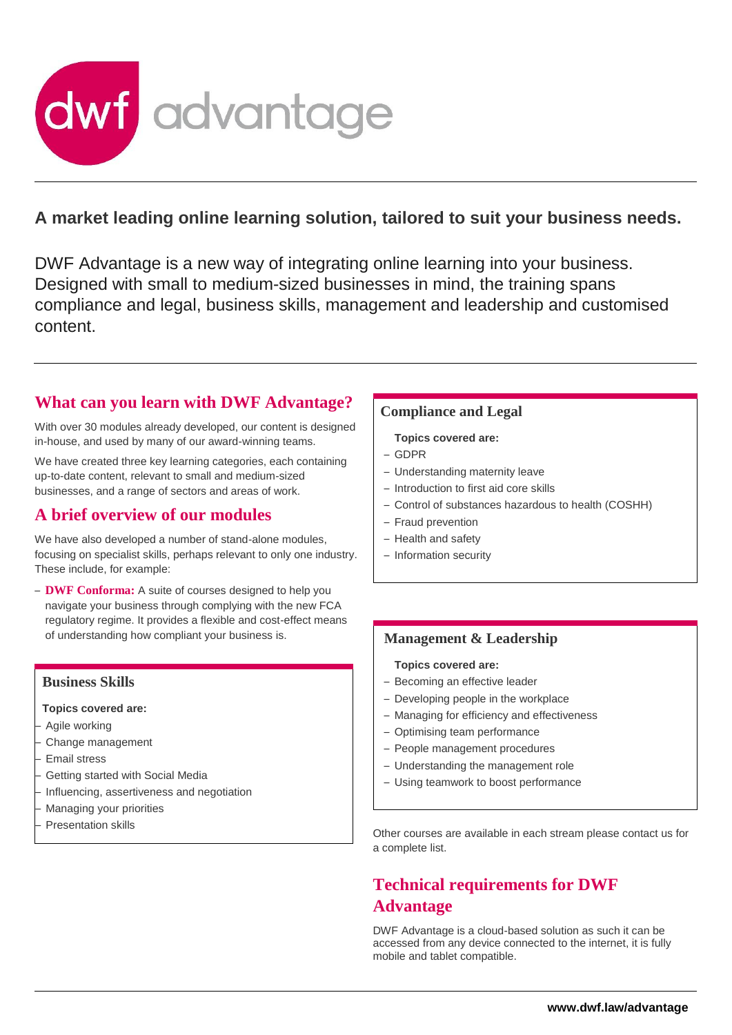# dwf advantage

## A market leading online learning solution, tailored to suit your business needs.

DWF Advantage is a new way of integrating online learning into your business. Designed with small to medium-sized businesses in mind, the training spans compliance and legal, business skills, management and leadership and customised content.

## What can you learn with DWF Advantage?

With over 30 modules already developed, our content is designed in-house, and used by many of our award-winning teams.

We have created three key learning categories, each containing up-to-date content, relevant to small and medium-sized businesses, and a range of sectors and areas of work.

## A brief overview of our modules

We have also developed a number of stand-alone modules, focusing on specialist skills, perhaps relevant to only one industry. These include, for example:

- **DWF Conforma:** A suite of courses designed to help you navigate your business through complying with the new FCA regulatory regime. It provides a flexible and cost-effect means of understanding how compliant your business is.

### Business Skills

**Topics covered are:**

- Agile working
- Change management
- Email stress
- Getting started with Social Media
- Influencing, assertiveness and negotiation
- Managing your priorities
- Presentation skills

### Compliance and Legal

**Topics covered are:**

- GDPR
- Understanding maternity leave
- Introduction to first aid core skills
- Control of substances hazardous to health (COSHH)
- Fraud prevention
- Health and safety
- Information security

### Management & Leadership

**Topics covered are:**

- Becoming an effective leader
- Developing people in the workplace
- Managing for efficiency and effectiveness
- Optimising team performance
- People management procedures
- Understanding the management role
- Using teamwork to boost performance

Other courses are available in each stream please contact us for a complete list.

## Technical requirements for DWF Advantage

DWF Advantage is a cloud-based solution as such it can be accessed from any device connected to the internet, it is fully mobile and tablet compatible.

**www.dwf.law/advantage**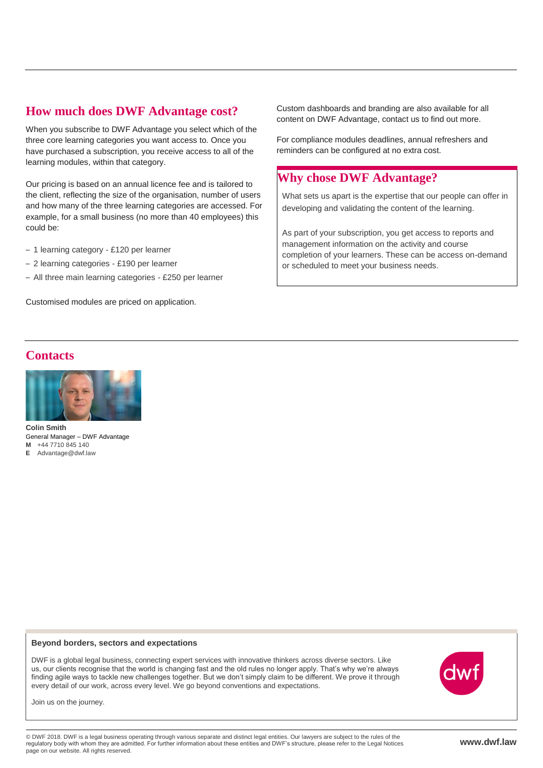## How much does DWF Advantage cost?

When you subscribe to DWF Advantage you select which of the three core learning categories you want access to. Once you have purchased a subscription, you receive access to all of the learning modules, within that category.

Our pricing is based on an annual licence fee and is tailored to the client, reflecting the size of the organisation, number of users and how many of the three learning categories are accessed. For example, for a small business (no more than 40 employees) this could be:

- 1 learning category - £120 per learner
- 2 learning categories - £190 per learner
- All three main learning categories - £250 per learner

Customised modules are priced on application.

Custom dashboards and branding are also available for all content on DWF Advantage, contact us to find out more.

For compliance modules deadlines, annual refreshers and reminders can be configured at no extra cost.

## Why chose DWF Advantage?

What sets us apart is the expertise that our people can offer in developing and validating the content of the learning.

As part of your subscription, you get access to reports and management information on the activity and course completion of your learners. These can be access on-demand or scheduled to meet your business needs.

## Contacts

**Colin Smith**
General Manager – DWF Advantage
**M** +44 7710 845 140
**E** Advantage@dwf.law

**Beyond borders, sectors and expectations**

DWF is a global legal business, connecting expert services with innovative thinkers across diverse sectors. Like us, our clients recognise that the world is changing fast and the old rules no longer apply. That's why we're always finding agile ways to tackle new challenges together. But we don't simply claim to be different. We prove it through every detail of our work, across every level. We go beyond conventions and expectations.

Join us on the journey.

© DWF 2018. DWF is a legal business operating through various separate and distinct legal entities. Our lawyers are subject to the rules of the regulatory body with whom they are admitted. For further information about these entities and DWF's structure, please refer to the Legal Notices page on our website. All rights reserved.

**www.dwf.law**